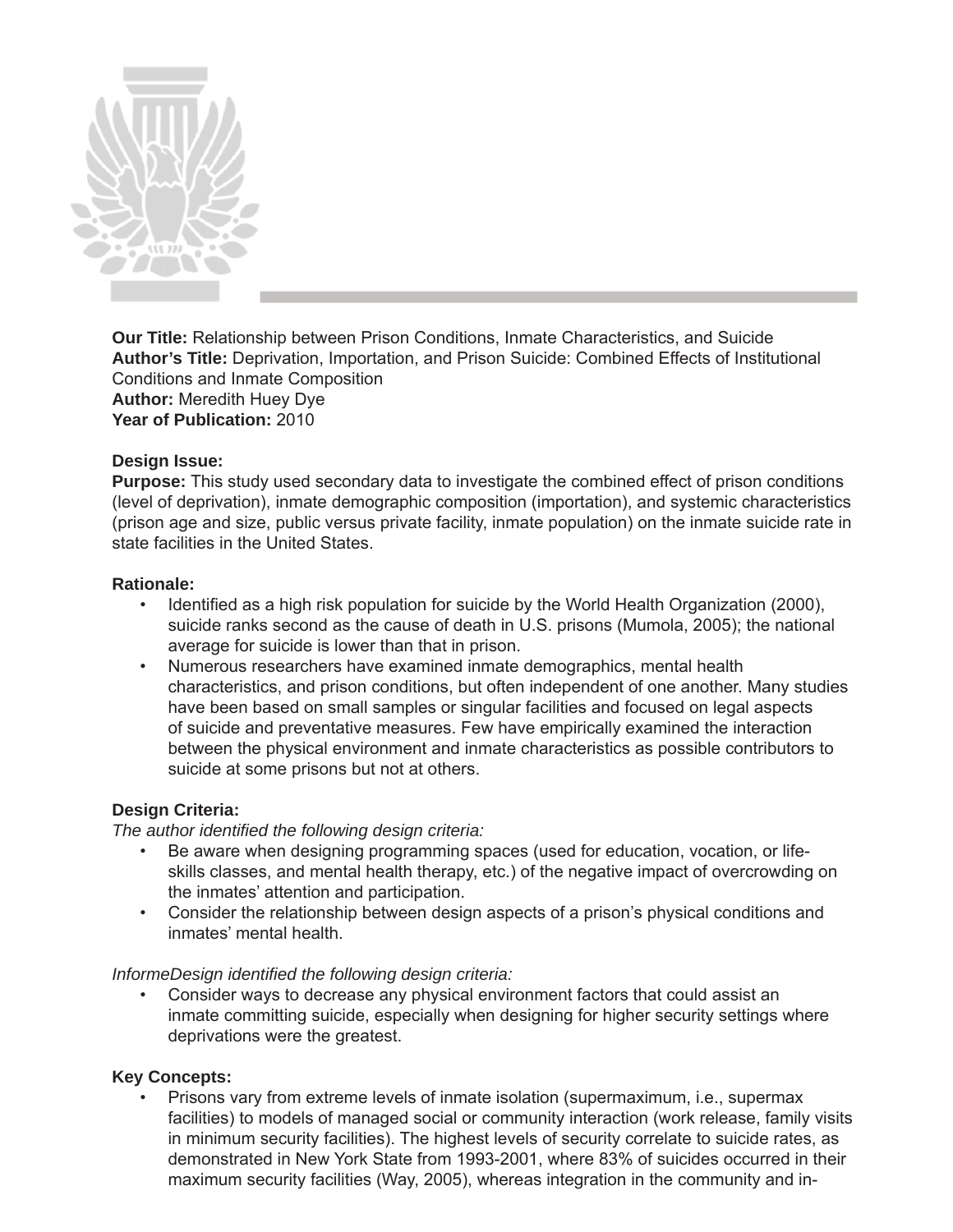**Our Title:** Relationship between Prison Conditions, Inmate Characteristics, and Suicide
**Author's Title:** Deprivation, Importation, and Prison Suicide: Combined Effects of Institutional Conditions and Inmate Composition
**Author:** Meredith Huey Dye
**Year of Publication:** 2010

**Design Issue:**
**Purpose:** This study used secondary data to investigate the combined effect of prison conditions (level of deprivation), inmate demographic composition (importation), and systemic characteristics (prison age and size, public versus private facility, inmate population) on the inmate suicide rate in state facilities in the United States.

**Rationale:**

- Identified as a high risk population for suicide by the World Health Organization (2000), suicide ranks second as the cause of death in U.S. prisons (Mumola, 2005); the national average for suicide is lower than that in prison.
- Numerous researchers have examined inmate demographics, mental health characteristics, and prison conditions, but often independent of one another. Many studies have been based on small samples or singular facilities and focused on legal aspects of suicide and preventative measures. Few have empirically examined the interaction between the physical environment and inmate characteristics as possible contributors to suicide at some prisons but not at others.

**Design Criteria:**
*The author identified the following design criteria:*

- Be aware when designing programming spaces (used for education, vocation, or life-skills classes, and mental health therapy, etc.) of the negative impact of overcrowding on the inmates' attention and participation.
- Consider the relationship between design aspects of a prison's physical conditions and inmates' mental health.

*InformeDesign identified the following design criteria:*

- Consider ways to decrease any physical environment factors that could assist an inmate committing suicide, especially when designing for higher security settings where deprivations were the greatest.

**Key Concepts:**

- Prisons vary from extreme levels of inmate isolation (supermaximum, i.e., supermax facilities) to models of managed social or community interaction (work release, family visits in minimum security facilities). The highest levels of security correlate to suicide rates, as demonstrated in New York State from 1993-2001, where 83% of suicides occurred in their maximum security facilities (Way, 2005), whereas integration in the community and in-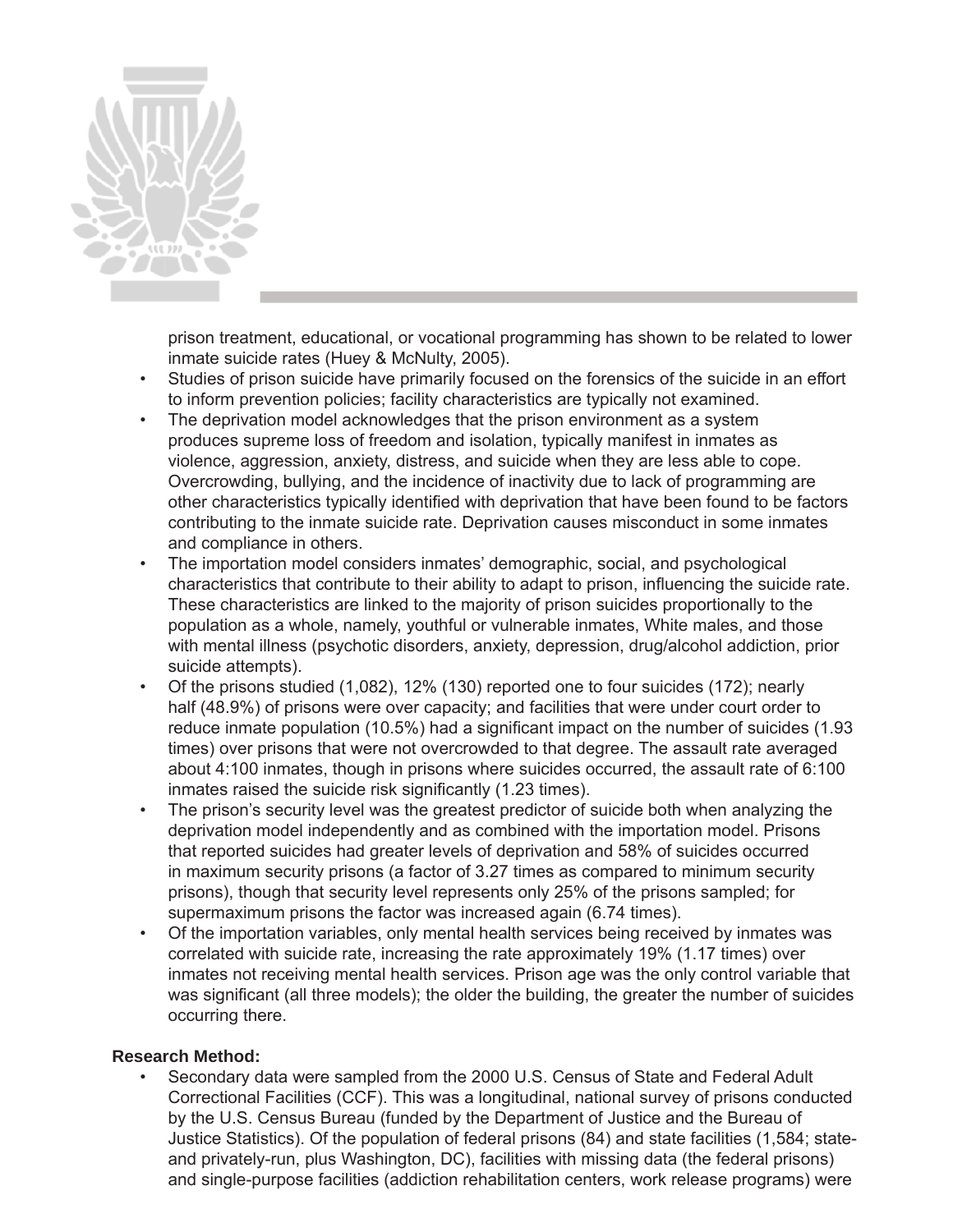prison treatment, educational, or vocational programming has shown to be related to lower inmate suicide rates (Huey & McNulty, 2005).

- Studies of prison suicide have primarily focused on the forensics of the suicide in an effort to inform prevention policies; facility characteristics are typically not examined.
- The deprivation model acknowledges that the prison environment as a system produces supreme loss of freedom and isolation, typically manifest in inmates as violence, aggression, anxiety, distress, and suicide when they are less able to cope. Overcrowding, bullying, and the incidence of inactivity due to lack of programming are other characteristics typically identified with deprivation that have been found to be factors contributing to the inmate suicide rate. Deprivation causes misconduct in some inmates and compliance in others.
- The importation model considers inmates' demographic, social, and psychological characteristics that contribute to their ability to adapt to prison, influencing the suicide rate. These characteristics are linked to the majority of prison suicides proportionally to the population as a whole, namely, youthful or vulnerable inmates, White males, and those with mental illness (psychotic disorders, anxiety, depression, drug/alcohol addiction, prior suicide attempts).
- Of the prisons studied (1,082), 12% (130) reported one to four suicides (172); nearly half (48.9%) of prisons were over capacity; and facilities that were under court order to reduce inmate population (10.5%) had a significant impact on the number of suicides (1.93 times) over prisons that were not overcrowded to that degree. The assault rate averaged about 4:100 inmates, though in prisons where suicides occurred, the assault rate of 6:100 inmates raised the suicide risk significantly (1.23 times).
- The prison's security level was the greatest predictor of suicide both when analyzing the deprivation model independently and as combined with the importation model. Prisons that reported suicides had greater levels of deprivation and 58% of suicides occurred in maximum security prisons (a factor of 3.27 times as compared to minimum security prisons), though that security level represents only 25% of the prisons sampled; for supermaximum prisons the factor was increased again (6.74 times).
- Of the importation variables, only mental health services being received by inmates was correlated with suicide rate, increasing the rate approximately 19% (1.17 times) over inmates not receiving mental health services. Prison age was the only control variable that was significant (all three models); the older the building, the greater the number of suicides occurring there.

**Research Method:**

- Secondary data were sampled from the 2000 U.S. Census of State and Federal Adult Correctional Facilities (CCF). This was a longitudinal, national survey of prisons conducted by the U.S. Census Bureau (funded by the Department of Justice and the Bureau of Justice Statistics). Of the population of federal prisons (84) and state facilities (1,584; state- and privately-run, plus Washington, DC), facilities with missing data (the federal prisons) and single-purpose facilities (addiction rehabilitation centers, work release programs) were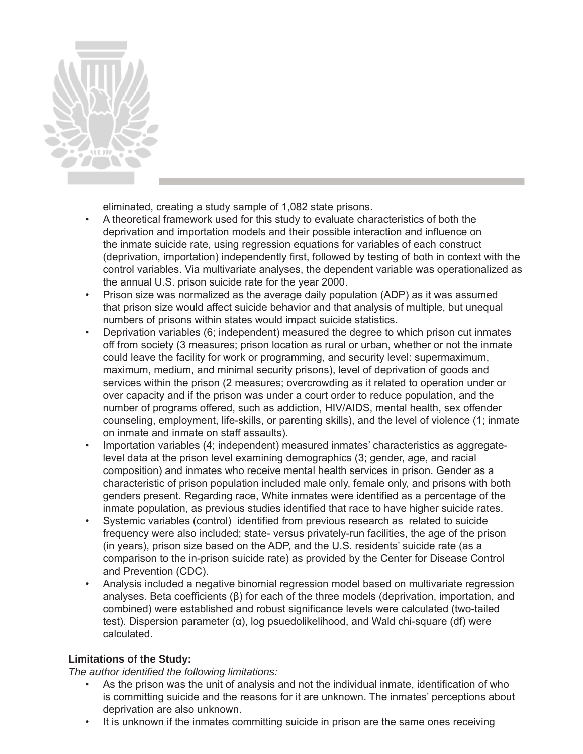eliminated, creating a study sample of 1,082 state prisons.

- A theoretical framework used for this study to evaluate characteristics of both the deprivation and importation models and their possible interaction and influence on the inmate suicide rate, using regression equations for variables of each construct (deprivation, importation) independently first, followed by testing of both in context with the control variables. Via multivariate analyses, the dependent variable was operationalized as the annual U.S. prison suicide rate for the year 2000.
- Prison size was normalized as the average daily population (ADP) as it was assumed that prison size would affect suicide behavior and that analysis of multiple, but unequal numbers of prisons within states would impact suicide statistics.
- Deprivation variables (6; independent) measured the degree to which prison cut inmates off from society (3 measures; prison location as rural or urban, whether or not the inmate could leave the facility for work or programming, and security level: supermaximum, maximum, medium, and minimal security prisons), level of deprivation of goods and services within the prison (2 measures; overcrowding as it related to operation under or over capacity and if the prison was under a court order to reduce population, and the number of programs offered, such as addiction, HIV/AIDS, mental health, sex offender counseling, employment, life-skills, or parenting skills), and the level of violence (1; inmate on inmate and inmate on staff assaults).
- Importation variables (4; independent) measured inmates' characteristics as aggregate-level data at the prison level examining demographics (3; gender, age, and racial composition) and inmates who receive mental health services in prison. Gender as a characteristic of prison population included male only, female only, and prisons with both genders present. Regarding race, White inmates were identified as a percentage of the inmate population, as previous studies identified that race to have higher suicide rates.
- Systemic variables (control) identified from previous research as related to suicide frequency were also included; state- versus privately-run facilities, the age of the prison (in years), prison size based on the ADP, and the U.S. residents' suicide rate (as a comparison to the in-prison suicide rate) as provided by the Center for Disease Control and Prevention (CDC).
- Analysis included a negative binomial regression model based on multivariate regression analyses. Beta coefficients (β) for each of the three models (deprivation, importation, and combined) were established and robust significance levels were calculated (two-tailed test). Dispersion parameter (α), log psuedolikelihood, and Wald chi-square (df) were calculated.

**Limitations of the Study:**

*The author identified the following limitations:*

- As the prison was the unit of analysis and not the individual inmate, identification of who is committing suicide and the reasons for it are unknown. The inmates' perceptions about deprivation are also unknown.
- It is unknown if the inmates committing suicide in prison are the same ones receiving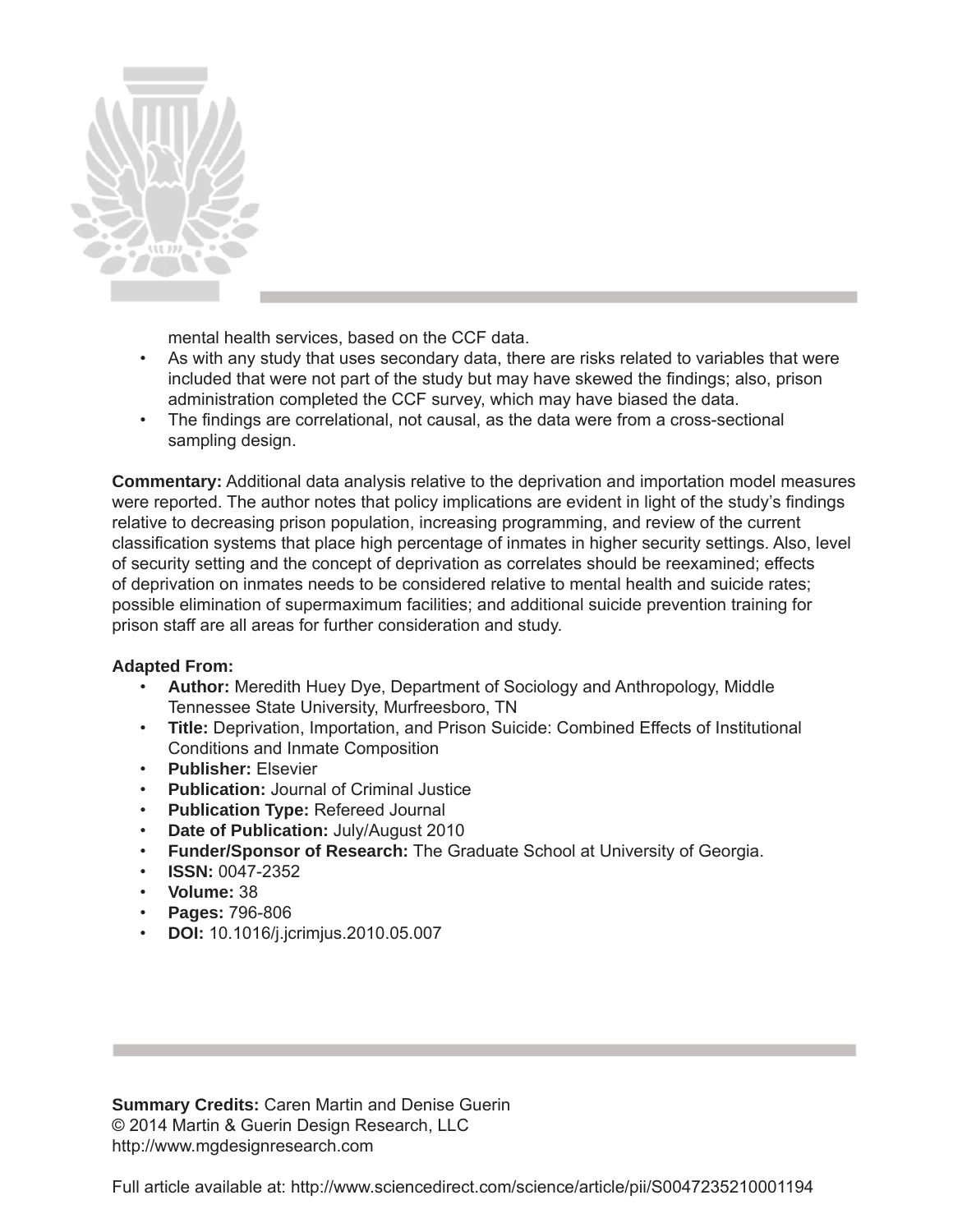mental health services, based on the CCF data.

- As with any study that uses secondary data, there are risks related to variables that were included that were not part of the study but may have skewed the findings; also, prison administration completed the CCF survey, which may have biased the data.
- The findings are correlational, not causal, as the data were from a cross-sectional sampling design.

**Commentary:** Additional data analysis relative to the deprivation and importation model measures were reported. The author notes that policy implications are evident in light of the study's findings relative to decreasing prison population, increasing programming, and review of the current classification systems that place high percentage of inmates in higher security settings. Also, level of security setting and the concept of deprivation as correlates should be reexamined; effects of deprivation on inmates needs to be considered relative to mental health and suicide rates; possible elimination of supermaximum facilities; and additional suicide prevention training for prison staff are all areas for further consideration and study.

**Adapted From:**

- **Author:** Meredith Huey Dye, Department of Sociology and Anthropology, Middle Tennessee State University, Murfreesboro, TN
- **Title:** Deprivation, Importation, and Prison Suicide: Combined Effects of Institutional Conditions and Inmate Composition
- **Publisher:** Elsevier
- **Publication:** Journal of Criminal Justice
- **Publication Type:** Refereed Journal
- **Date of Publication:** July/August 2010
- **Funder/Sponsor of Research:** The Graduate School at University of Georgia.
- **ISSN:** 0047-2352
- **Volume:** 38
- **Pages:** 796-806
- **DOI:** 10.1016/j.jcrimjus.2010.05.007

**Summary Credits:** Caren Martin and Denise Guerin
© 2014 Martin & Guerin Design Research, LLC
http://www.mgdesignresearch.com

Full article available at: http://www.sciencedirect.com/science/article/pii/S0047235210001194